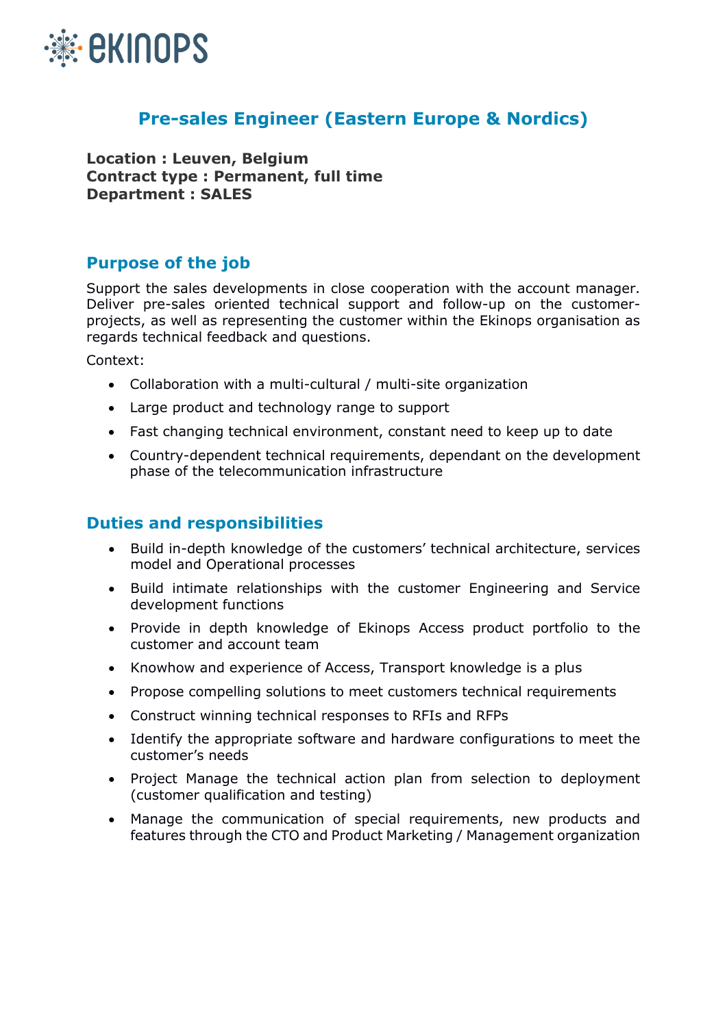# Pre-sales Engineer (Eastern Europe & Nordics)

**Location : Leuven, Belgium**
**Contract type : Permanent, full time**
**Department : SALES**

## Purpose of the job

Support the sales developments in close cooperation with the account manager. Deliver pre-sales oriented technical support and follow-up on the customer-projects, as well as representing the customer within the Ekinops organisation as regards technical feedback and questions.

Context:

- Collaboration with a multi-cultural / multi-site organization
- Large product and technology range to support
- Fast changing technical environment, constant need to keep up to date
- Country-dependent technical requirements, dependant on the development phase of the telecommunication infrastructure

## Duties and responsibilities

- Build in-depth knowledge of the customers' technical architecture, services model and Operational processes
- Build intimate relationships with the customer Engineering and Service development functions
- Provide in depth knowledge of Ekinops Access product portfolio to the customer and account team
- Knowhow and experience of Access, Transport knowledge is a plus
- Propose compelling solutions to meet customers technical requirements
- Construct winning technical responses to RFIs and RFPs
- Identify the appropriate software and hardware configurations to meet the customer's needs
- Project Manage the technical action plan from selection to deployment (customer qualification and testing)
- Manage the communication of special requirements, new products and features through the CTO and Product Marketing / Management organization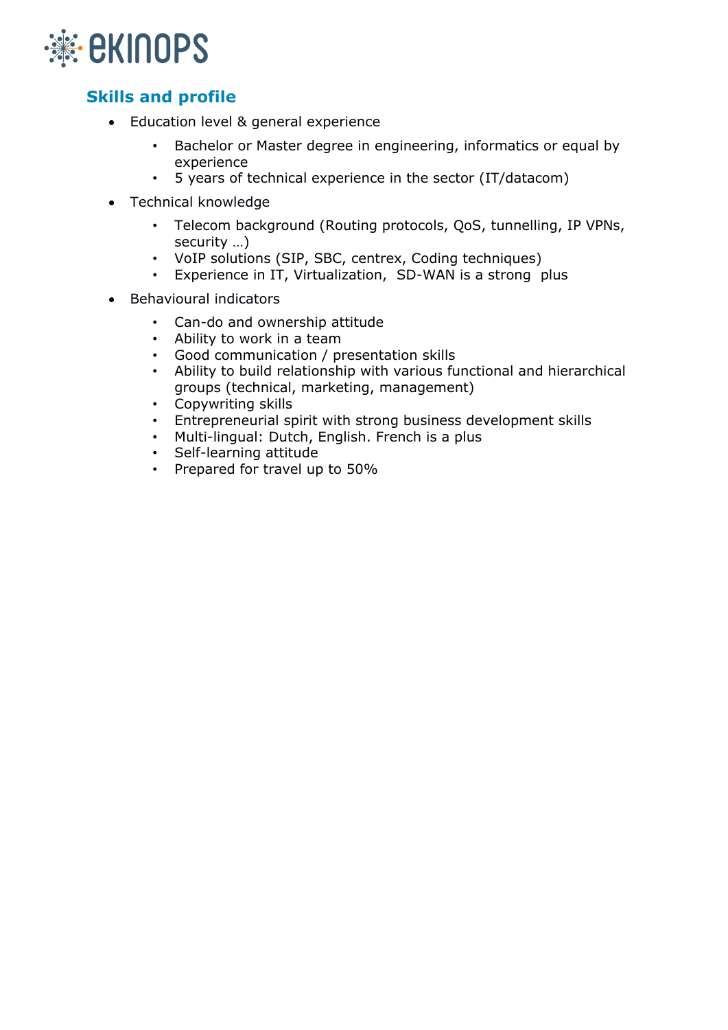## Skills and profile

- Education level & general experience
  - Bachelor or Master degree in engineering, informatics or equal by experience
  - 5 years of technical experience in the sector (IT/datacom)
- Technical knowledge
  - Telecom background (Routing protocols, QoS, tunnelling, IP VPNs, security …)
  - VoIP solutions (SIP, SBC, centrex, Coding techniques)
  - Experience in IT, Virtualization, SD-WAN is a strong plus
- Behavioural indicators
  - Can-do and ownership attitude
  - Ability to work in a team
  - Good communication / presentation skills
  - Ability to build relationship with various functional and hierarchical groups (technical, marketing, management)
  - Copywriting skills
  - Entrepreneurial spirit with strong business development skills
  - Multi-lingual: Dutch, English. French is a plus
  - Self-learning attitude
  - Prepared for travel up to 50%